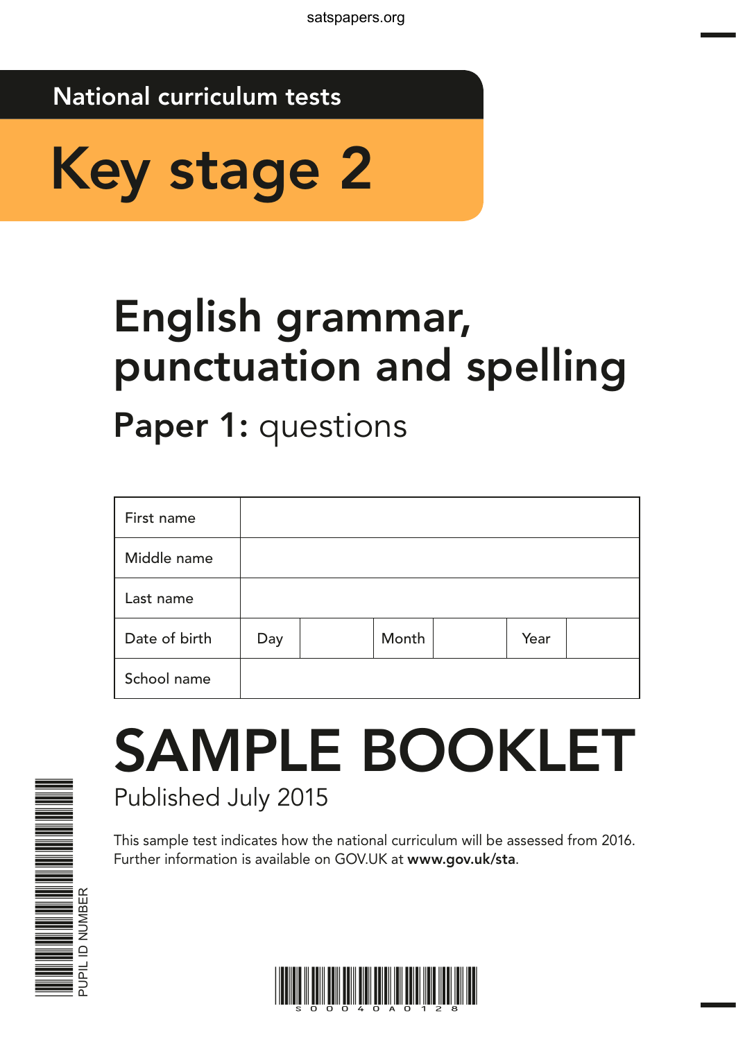satspapers.org

National curriculum tests

# Key stage 2

# English grammar, punctuation and spelling

## Paper 1: questions

| First name | | | | | | |
|---|---|---|---|---|---|---|
| Middle name | | | | | | |
| Last name | | | | | | |
| Date of birth | Day | | Month | | Year | |
| School name | | | | | | |

# SAMPLE BOOKLET

Published July 2015

This sample test indicates how the national curriculum will be assessed from 2016. Further information is available on GOV.UK at **www.gov.uk/sta**.

PUPIL ID NUMBER

S000040A0128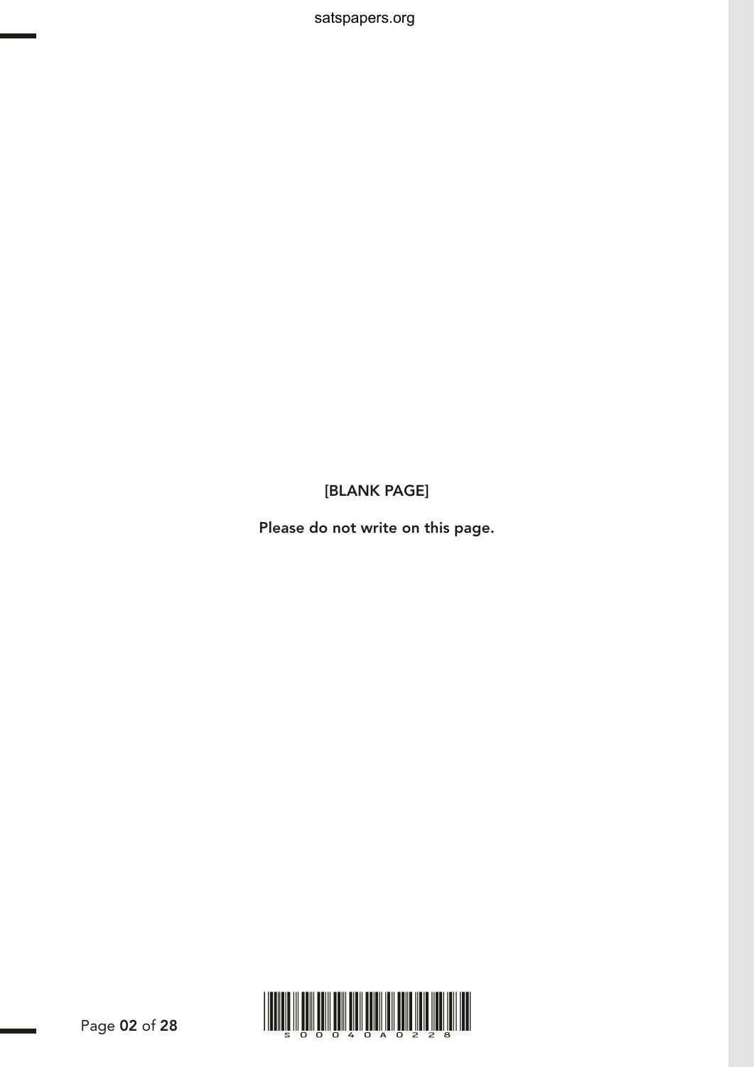[BLANK PAGE]

Please do not write on this page.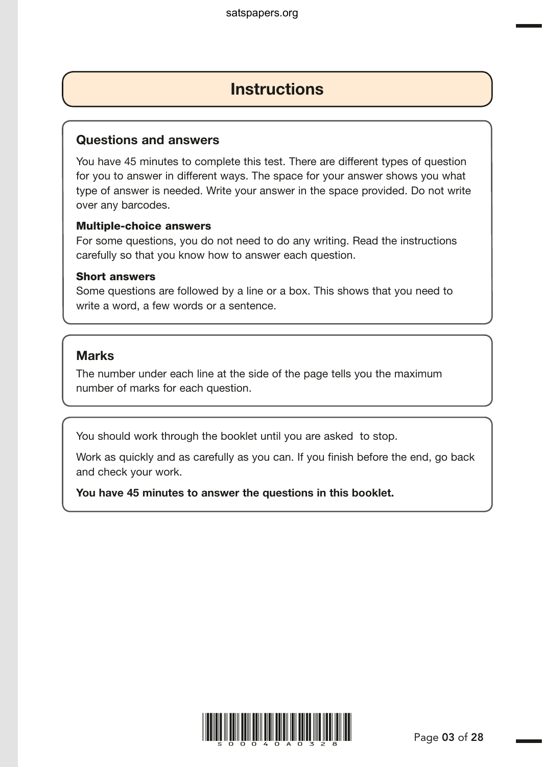# Instructions

## Questions and answers

You have 45 minutes to complete this test. There are different types of question for you to answer in different ways. The space for your answer shows you what type of answer is needed. Write your answer in the space provided. Do not write over any barcodes.

**Multiple-choice answers**
For some questions, you do not need to do any writing. Read the instructions carefully so that you know how to answer each question.

**Short answers**
Some questions are followed by a line or a box. This shows that you need to write a word, a few words or a sentence.

## Marks

The number under each line at the side of the page tells you the maximum number of marks for each question.

You should work through the booklet until you are asked to stop.

Work as quickly and as carefully as you can. If you finish before the end, go back and check your work.

**You have 45 minutes to answer the questions in this booklet.**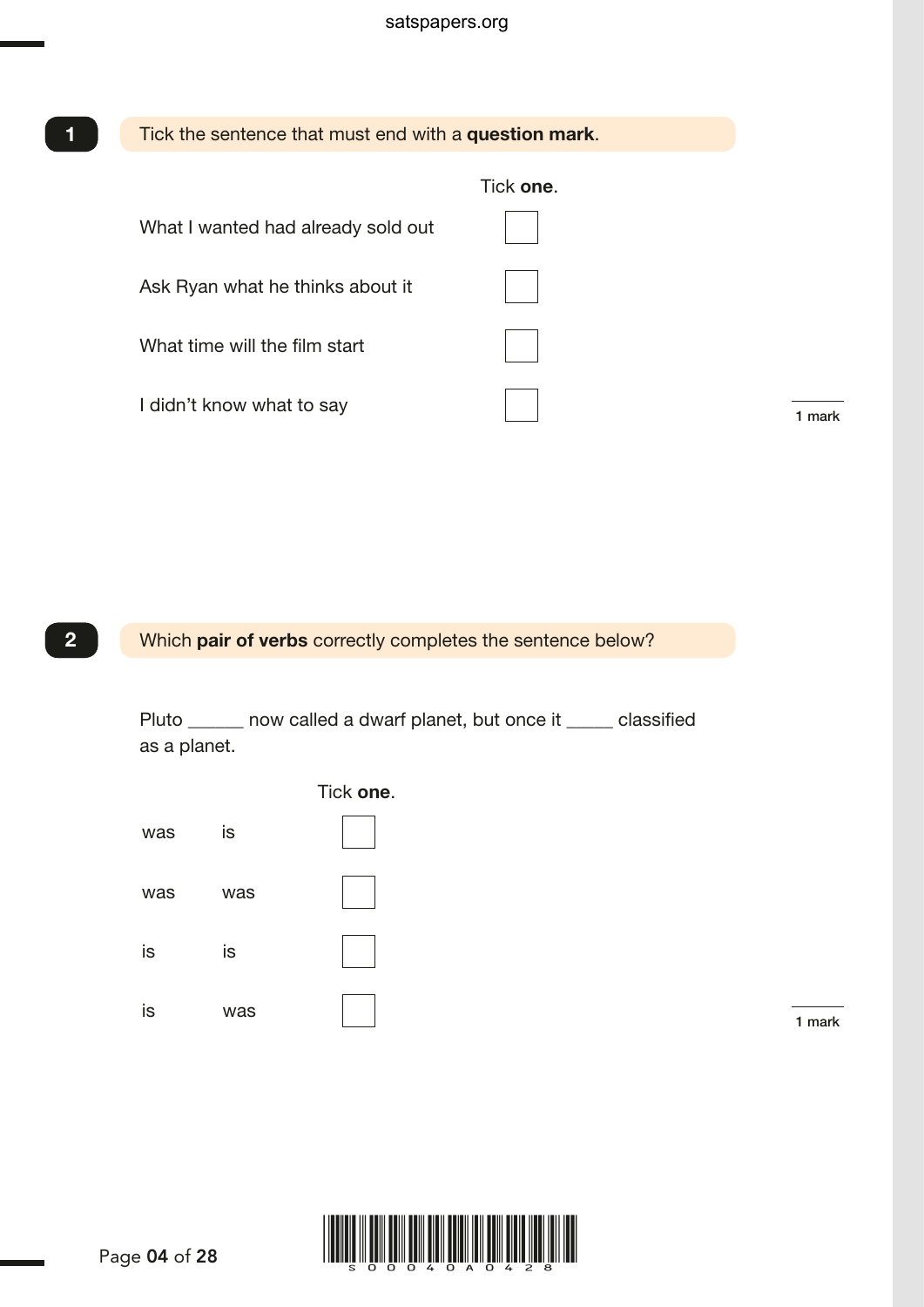**1** Tick the sentence that must end with a **question mark**.

Tick **one**.

| | |
|---|---|
| What I wanted had already sold out | ☐ |
| Ask Ryan what he thinks about it | ☐ |
| What time will the film start | ☐ |
| I didn't know what to say | ☐ |

1 mark

**2** Which **pair of verbs** correctly completes the sentence below?

Pluto ______ now called a dwarf planet, but once it _____ classified as a planet.

Tick **one**.

| | | |
|---|---|---|
| was | is | ☐ |
| was | was | ☐ |
| is | is | ☐ |
| is | was | ☐ |

1 mark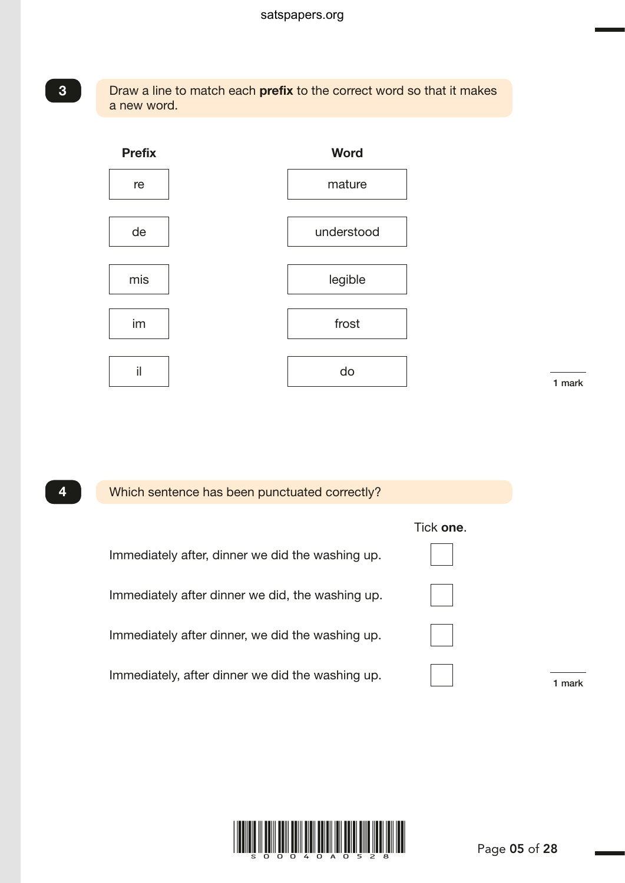**3** Draw a line to match each **prefix** to the correct word so that it makes a new word.

| Prefix | Word |
| --- | --- |
| re | mature |
| de | understood |
| mis | legible |
| im | frost |
| il | do |

1 mark

**4** Which sentence has been punctuated correctly?

Tick **one**.

- Immediately after, dinner we did the washing up. ☐
- Immediately after dinner we did, the washing up. ☐
- Immediately after dinner, we did the washing up. ☐
- Immediately, after dinner we did the washing up. ☐

1 mark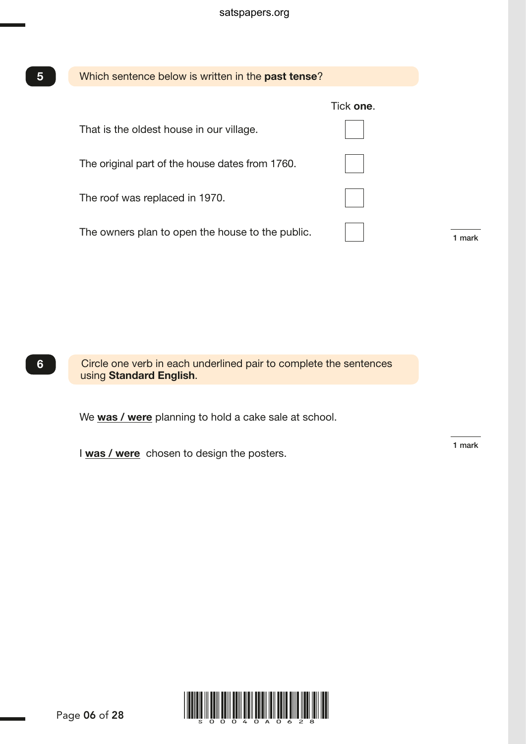**5** Which sentence below is written in the **past tense**?

Tick **one**.

| | |
|---|---|
| That is the oldest house in our village. | ☐ |
| The original part of the house dates from 1760. | ☐ |
| The roof was replaced in 1970. | ☐ |
| The owners plan to open the house to the public. | ☐ |

1 mark

**6** Circle one verb in each underlined pair to complete the sentences using **Standard English**.

We **<u>was / were</u>** planning to hold a cake sale at school.

I **<u>was / were</u>** chosen to design the posters.

1 mark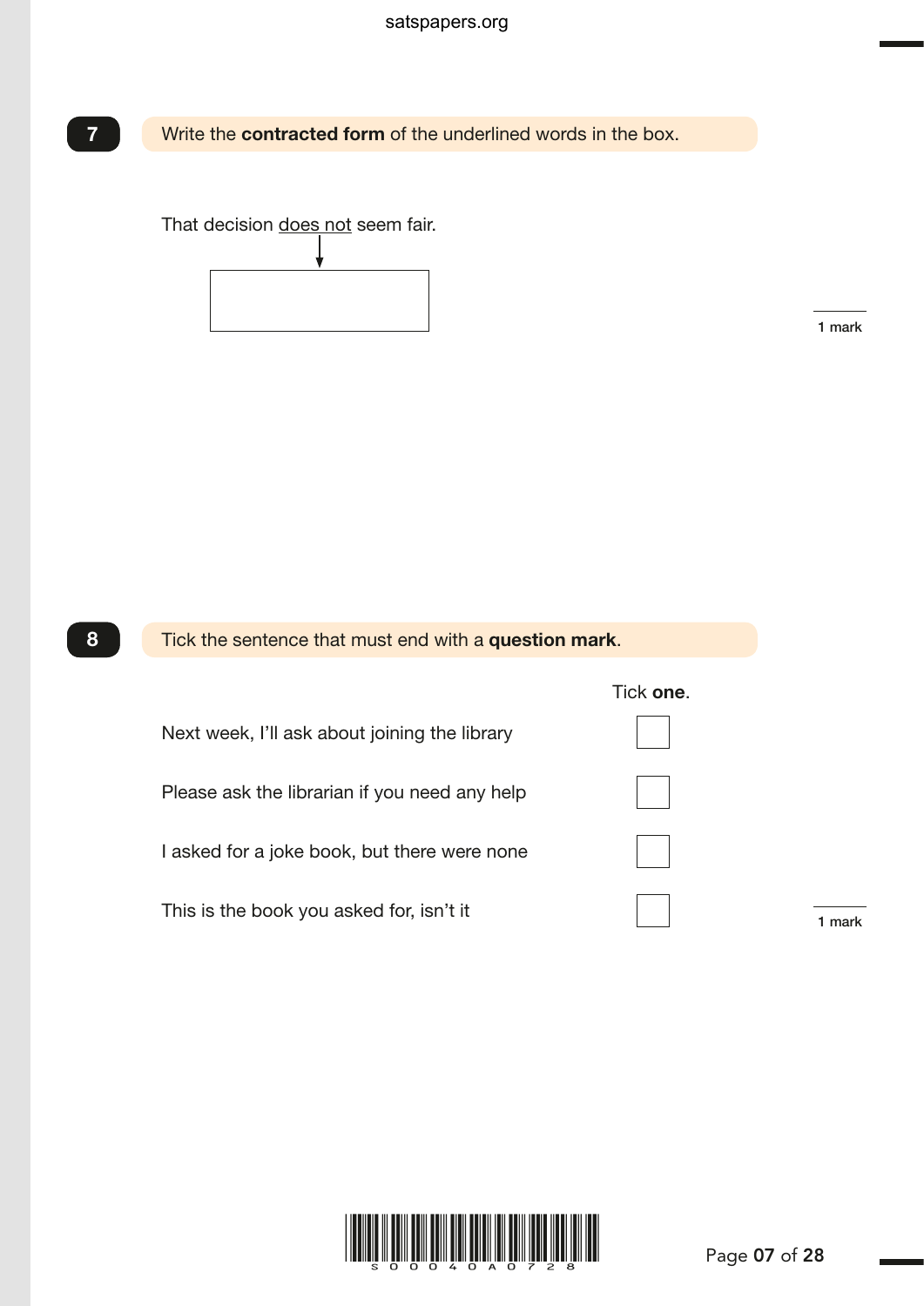**7** Write the **contracted form** of the underlined words in the box.

That decision <u>does not</u> seem fair.

1 mark

**8** Tick the sentence that must end with a **question mark**.

| | Tick **one**. |
|---|---|
| Next week, I'll ask about joining the library | ☐ |
| Please ask the librarian if you need any help | ☐ |
| I asked for a joke book, but there were none | ☐ |
| This is the book you asked for, isn't it | ☐ |

1 mark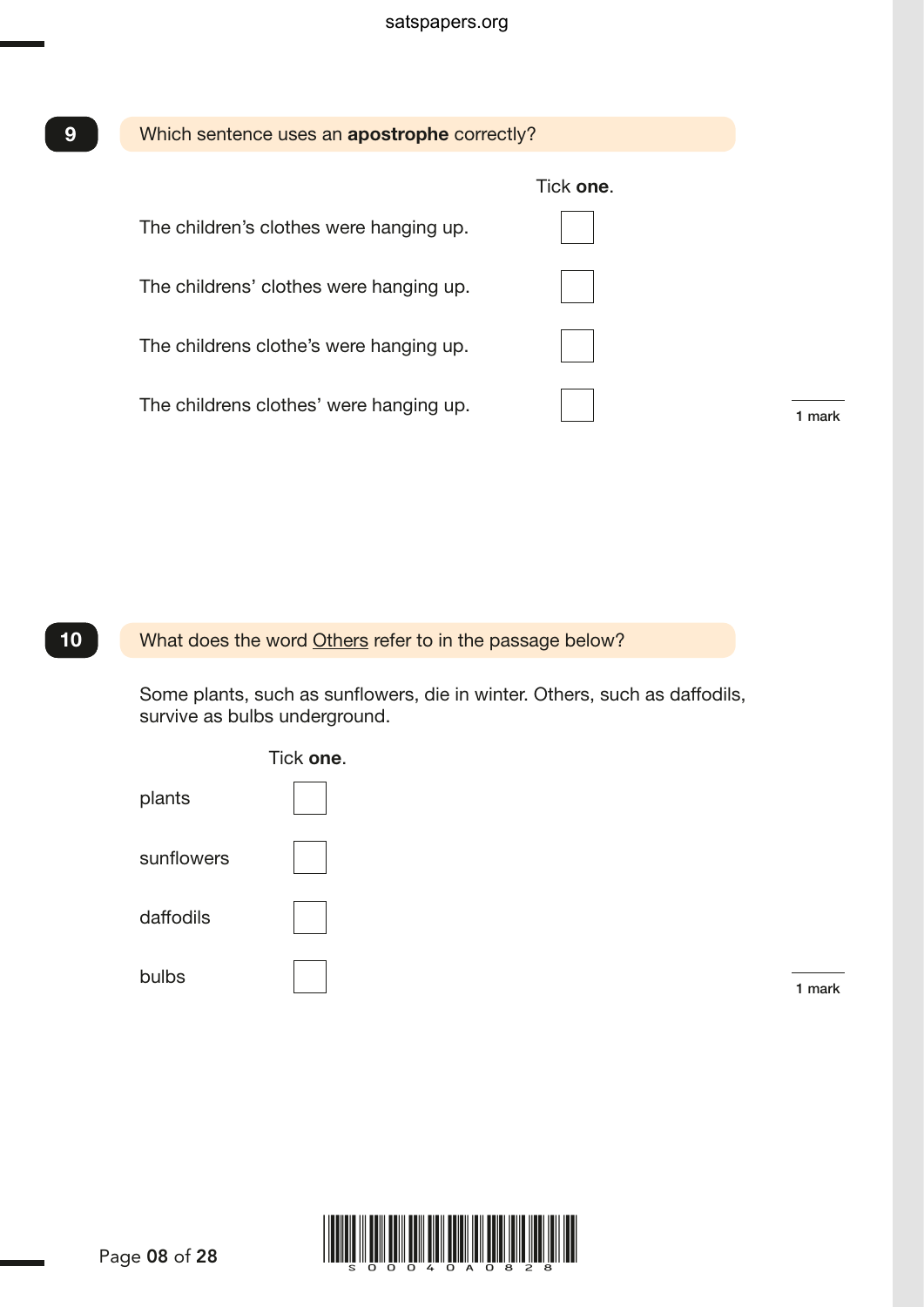**9** Which sentence uses an **apostrophe** correctly?

| | Tick **one**. |
|---|---|
| The children's clothes were hanging up. | ☐ |
| The childrens' clothes were hanging up. | ☐ |
| The childrens clothe's were hanging up. | ☐ |
| The childrens clothes' were hanging up. | ☐ |

1 mark

**10** What does the word <u>Others</u> refer to in the passage below?

Some plants, such as sunflowers, die in winter. Others, such as daffodils, survive as bulbs underground.

| | Tick **one**. |
|---|---|
| plants | ☐ |
| sunflowers | ☐ |
| daffodils | ☐ |
| bulbs | ☐ |

1 mark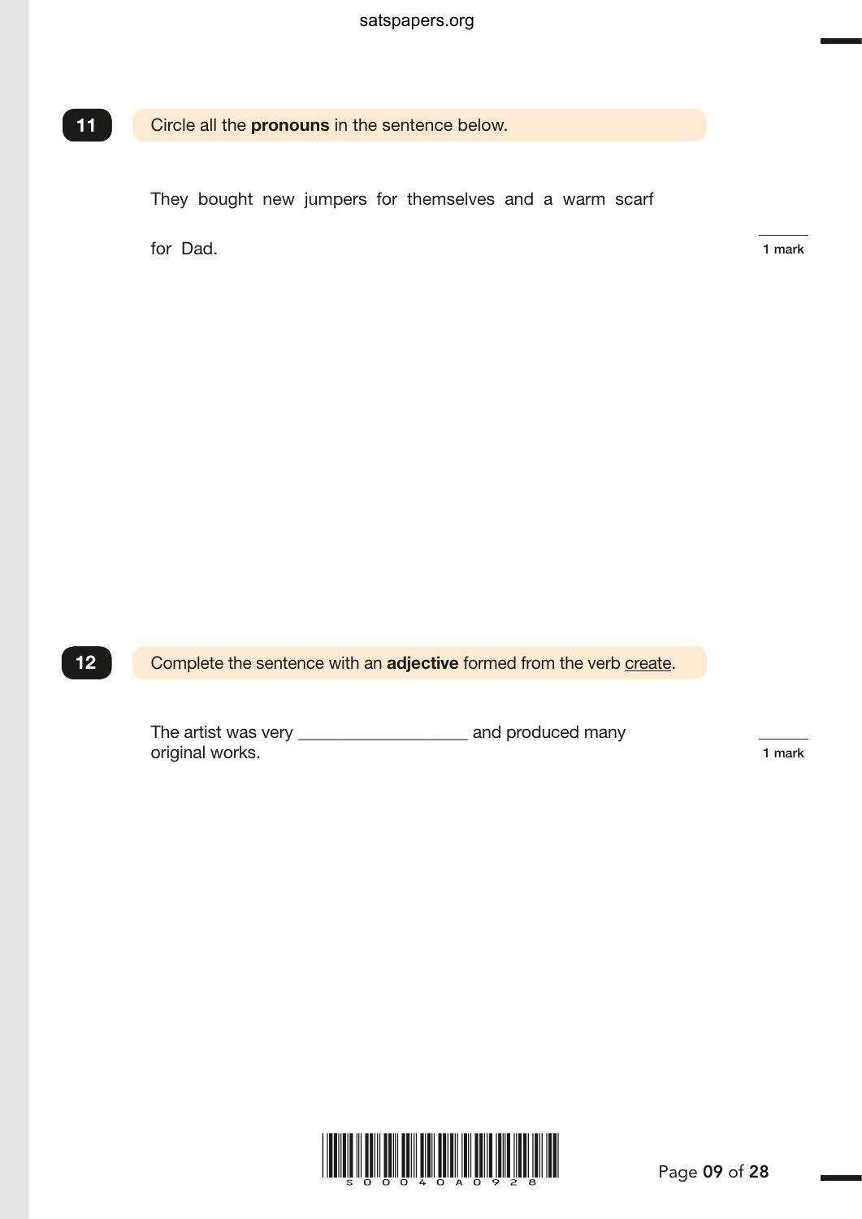**11** Circle all the **pronouns** in the sentence below.

They bought new jumpers for themselves and a warm scarf for Dad.

1 mark

**12** Complete the sentence with an **adjective** formed from the verb <u>create</u>.

The artist was very __________________ and produced many original works.

1 mark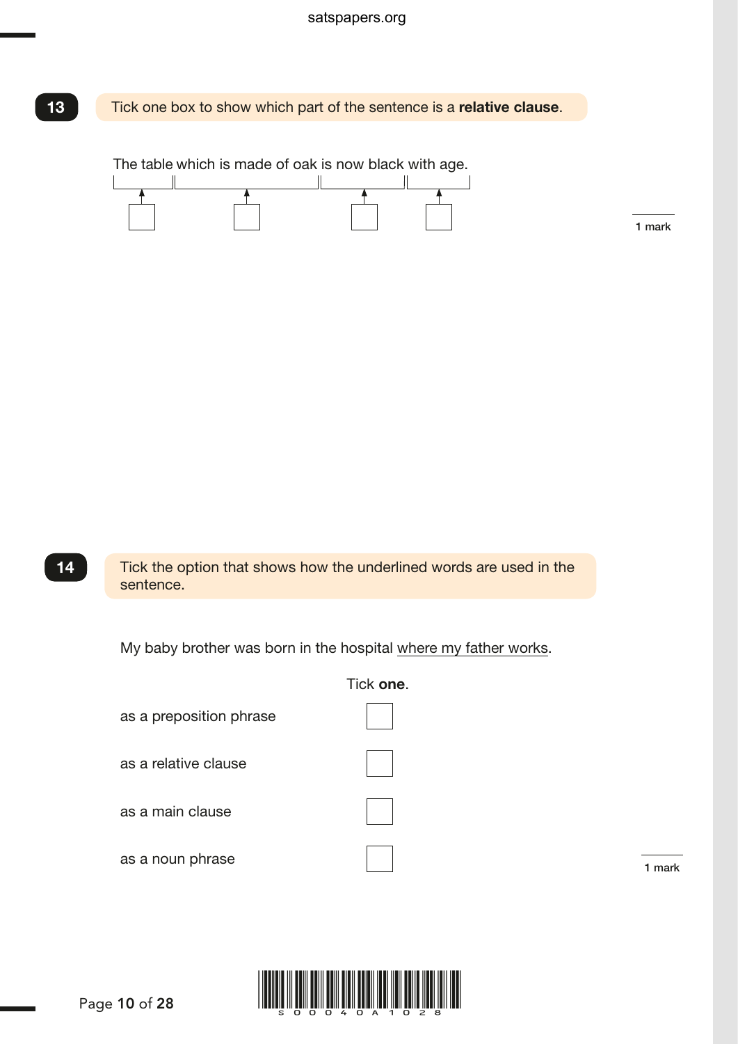**13** Tick one box to show which part of the sentence is a **relative clause**.

The table | which is made of oak | is now black | with age.

☐ ☐ ☐ ☐

1 mark

**14** Tick the option that shows how the underlined words are used in the sentence.

My baby brother was born in the hospital <u>where my father works</u>.

Tick **one**.

| | |
|---|---|
| as a preposition phrase | ☐ |
| as a relative clause | ☐ |
| as a main clause | ☐ |
| as a noun phrase | ☐ |

1 mark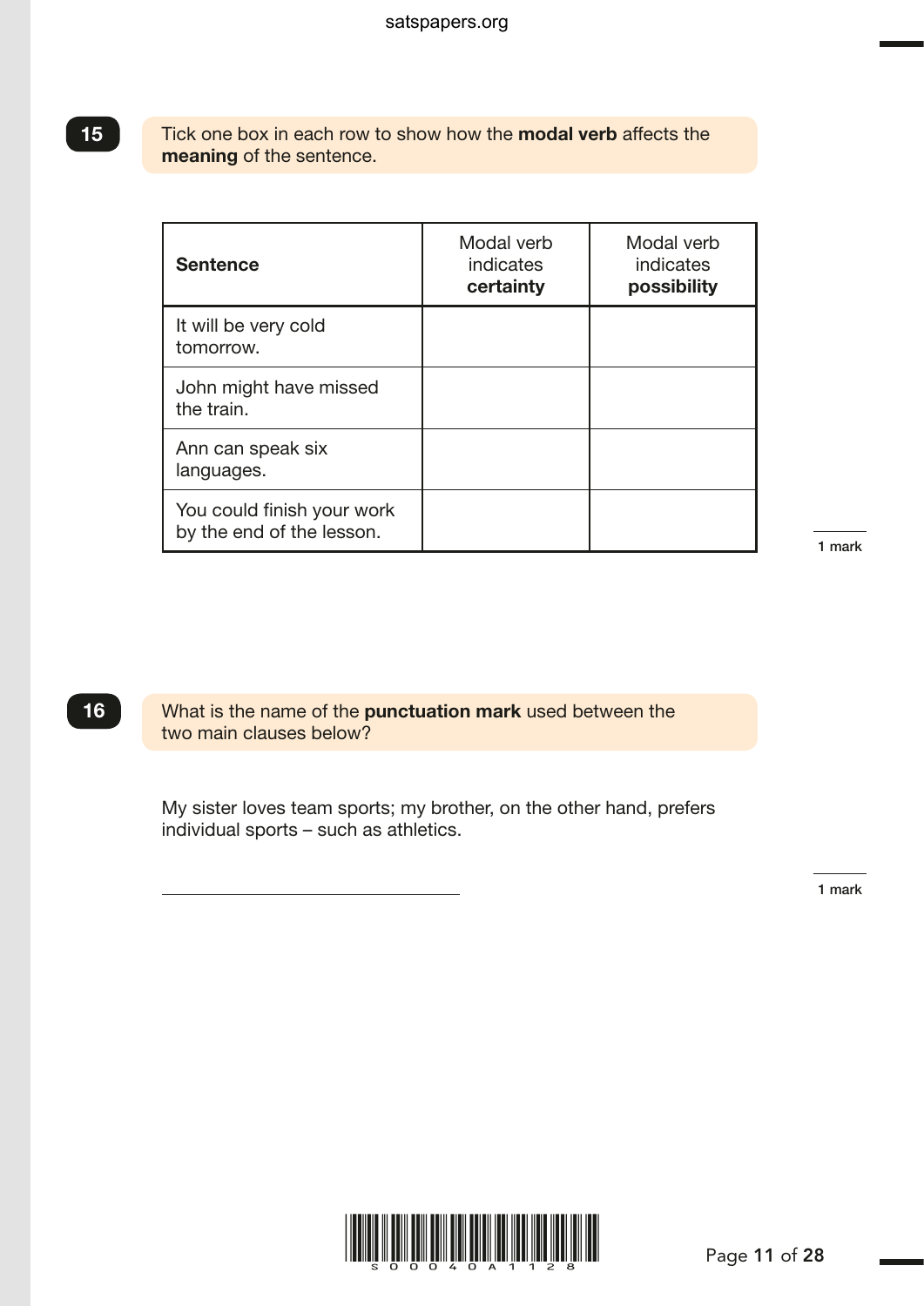**15** Tick one box in each row to show how the **modal verb** affects the **meaning** of the sentence.

| **Sentence** | Modal verb indicates **certainty** | Modal verb indicates **possibility** |
|---|---|---|
| It will be very cold tomorrow. | | |
| John might have missed the train. | | |
| Ann can speak six languages. | | |
| You could finish your work by the end of the lesson. | | |

1 mark

**16** What is the name of the **punctuation mark** used between the two main clauses below?

My sister loves team sports; my brother, on the other hand, prefers individual sports – such as athletics.

______________________________

1 mark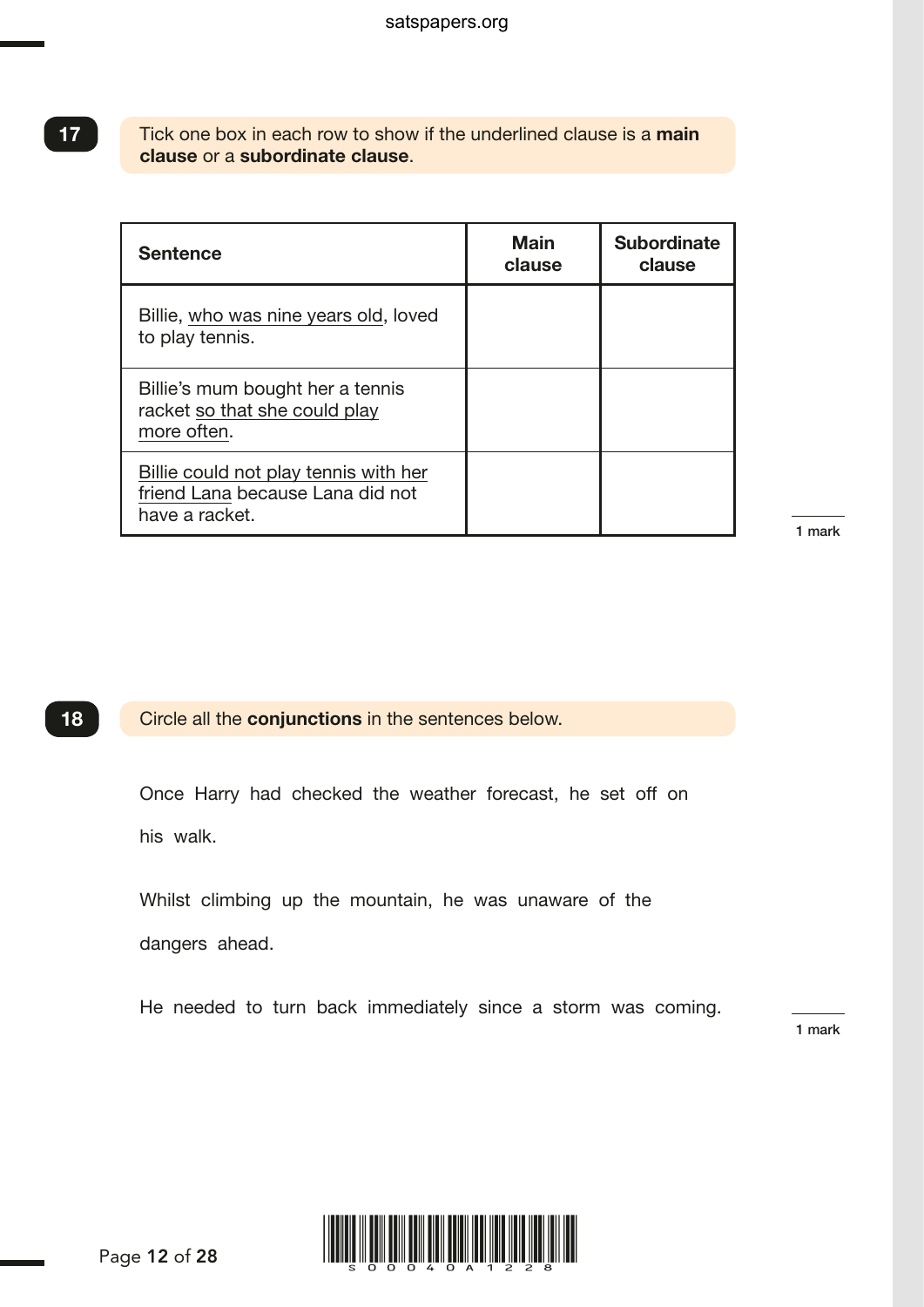**17** Tick one box in each row to show if the underlined clause is a **main clause** or a **subordinate clause**.

| Sentence | Main clause | Subordinate clause |
|---|---|---|
| Billie, <u>who was nine years old</u>, loved to play tennis. | | |
| Billie's mum bought her a tennis racket <u>so that she could play more often</u>. | | |
| <u>Billie could not play tennis with her friend Lana</u> because Lana did not have a racket. | | |

1 mark

**18** Circle all the **conjunctions** in the sentences below.

Once Harry had checked the weather forecast, he set off on his walk.

Whilst climbing up the mountain, he was unaware of the dangers ahead.

He needed to turn back immediately since a storm was coming.

1 mark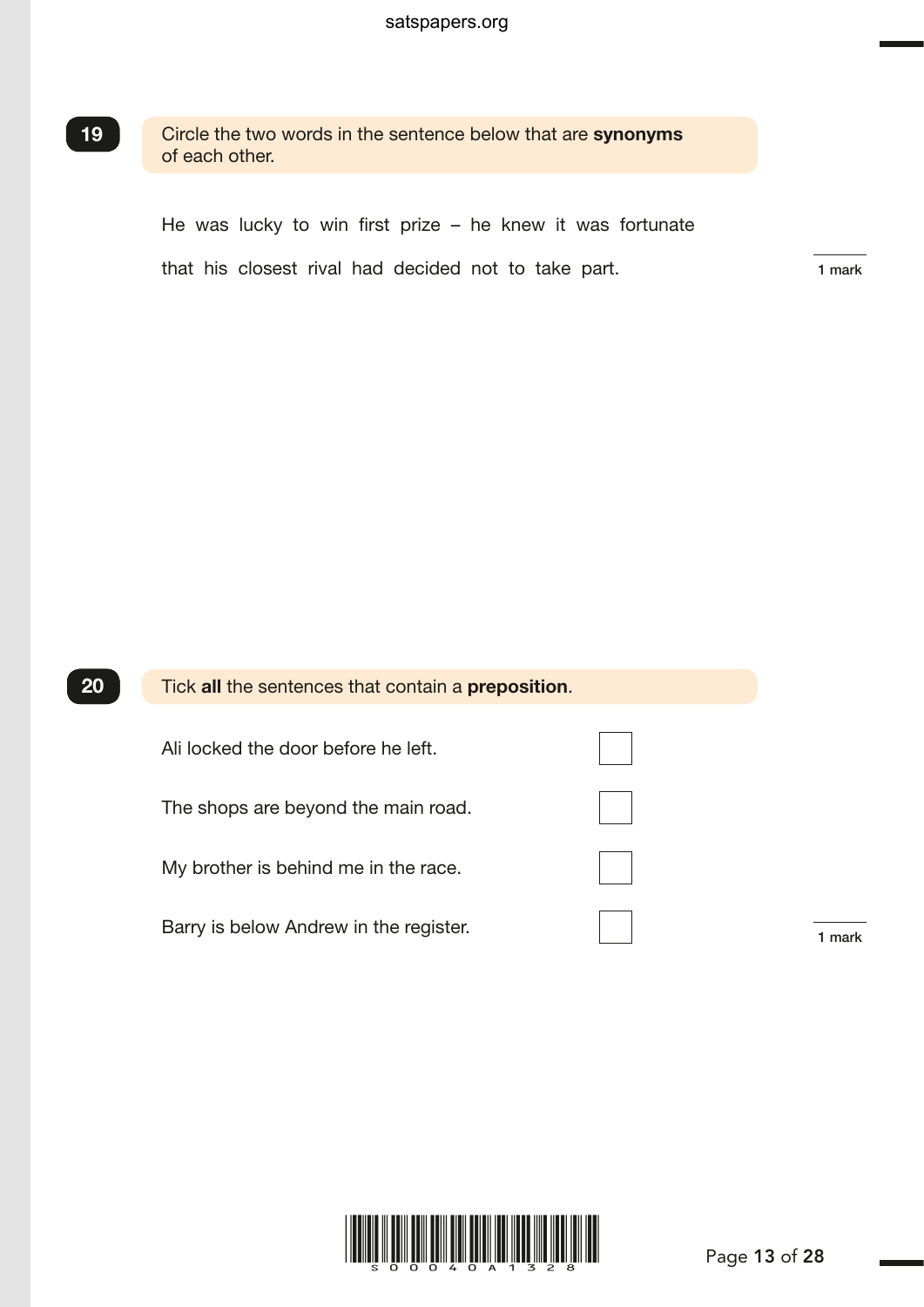**19** Circle the two words in the sentence below that are **synonyms** of each other.

He was lucky to win first prize – he knew it was fortunate that his closest rival had decided not to take part.

1 mark

**20** Tick **all** the sentences that contain a **preposition**.

| | |
|---|---|
| Ali locked the door before he left. | ☐ |
| The shops are beyond the main road. | ☐ |
| My brother is behind me in the race. | ☐ |
| Barry is below Andrew in the register. | ☐ |

1 mark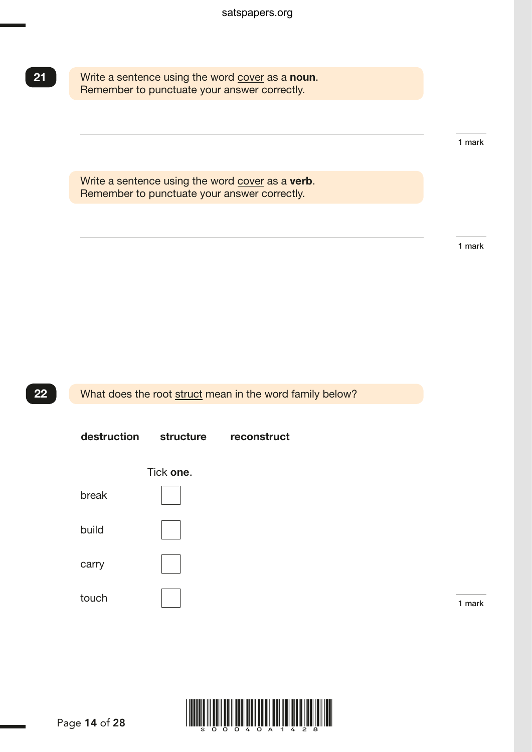**21** Write a sentence using the word <u>cover</u> as a **noun**.
Remember to punctuate your answer correctly.

______________________________________________________________________

1 mark

Write a sentence using the word <u>cover</u> as a **verb**.
Remember to punctuate your answer correctly.

______________________________________________________________________

1 mark

**22** What does the root <u>struct</u> mean in the word family below?

**destruction** **structure** **reconstruct**

Tick **one**.

break ☐

build ☐

carry ☐

touch ☐

1 mark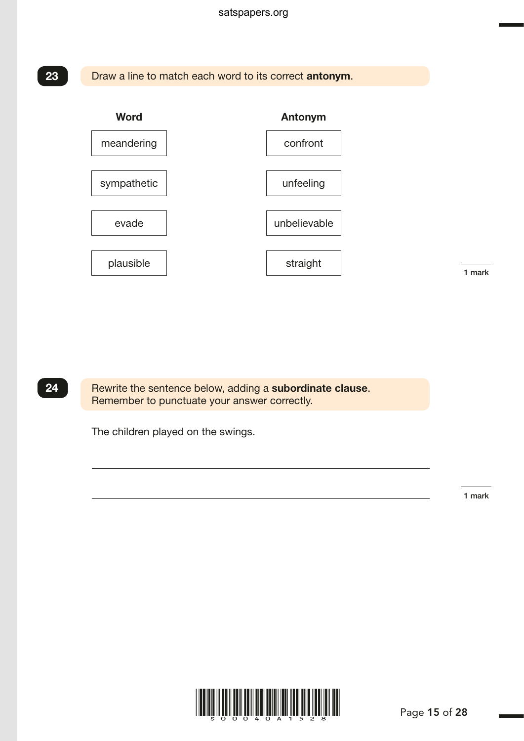**23** Draw a line to match each word to its correct **antonym**.

| Word | Antonym |
| --- | --- |
| meandering | confront |
| sympathetic | unfeeling |
| evade | unbelievable |
| plausible | straight |

1 mark

**24** Rewrite the sentence below, adding a **subordinate clause**.
Remember to punctuate your answer correctly.

The children played on the swings.

______________________________________________

______________________________________________

1 mark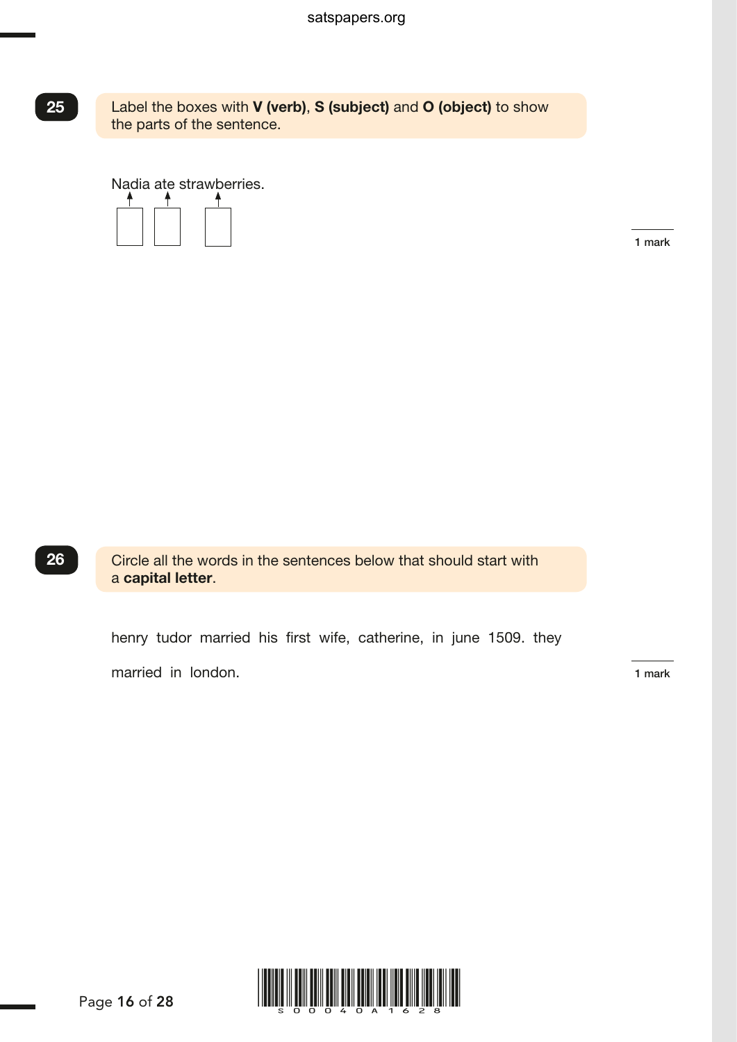**25** Label the boxes with **V (verb)**, **S (subject)** and **O (object)** to show the parts of the sentence.

Nadia ate strawberries.

☐ ☐ ☐

1 mark

**26** Circle all the words in the sentences below that should start with a **capital letter**.

henry tudor married his first wife, catherine, in june 1509. they married in london.

1 mark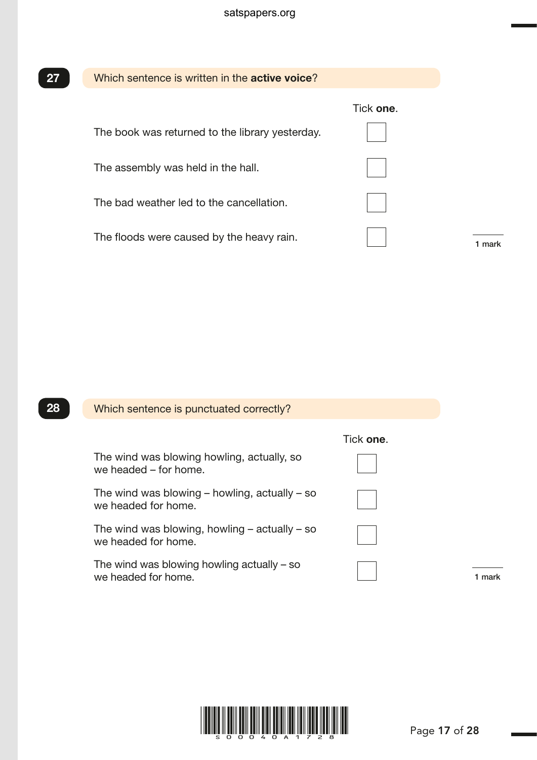**27** Which sentence is written in the **active voice**?

Tick **one**.

- The book was returned to the library yesterday. ☐
- The assembly was held in the hall. ☐
- The bad weather led to the cancellation. ☐
- The floods were caused by the heavy rain. ☐

1 mark

**28** Which sentence is punctuated correctly?

Tick **one**.

- The wind was blowing howling, actually, so we headed – for home. ☐
- The wind was blowing – howling, actually – so we headed for home. ☐
- The wind was blowing, howling – actually – so we headed for home. ☐
- The wind was blowing howling actually – so we headed for home. ☐

1 mark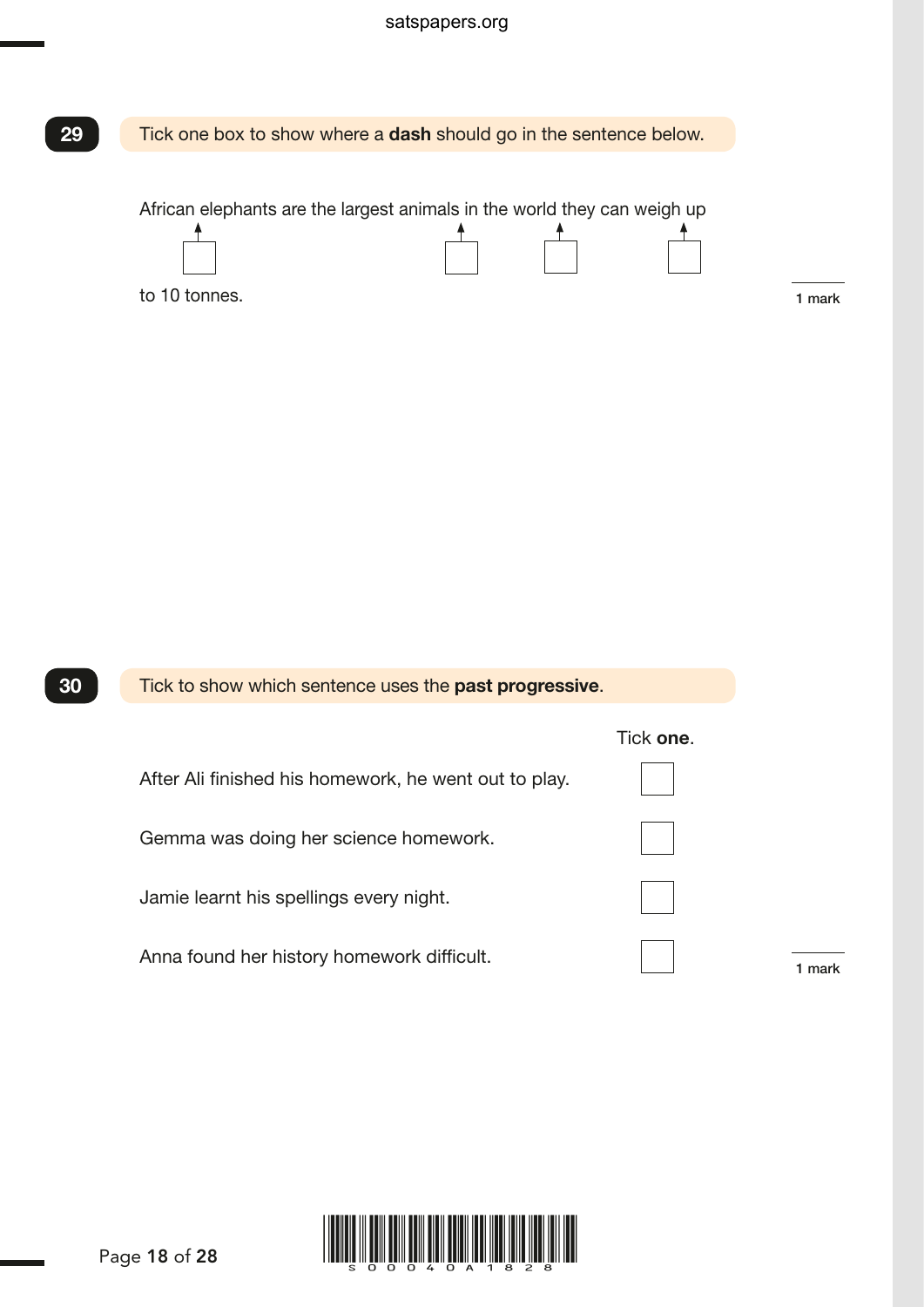**29** Tick one box to show where a **dash** should go in the sentence below.

African elephants are the largest animals in the world they can weigh up to 10 tonnes.

(Boxes appear before "African", after "animals", after "world", and after "they".)

1 mark

**30** Tick to show which sentence uses the **past progressive**.

| | Tick **one**. |
|---|---|
| After Ali finished his homework, he went out to play. | ☐ |
| Gemma was doing her science homework. | ☐ |
| Jamie learnt his spellings every night. | ☐ |
| Anna found her history homework difficult. | ☐ |

1 mark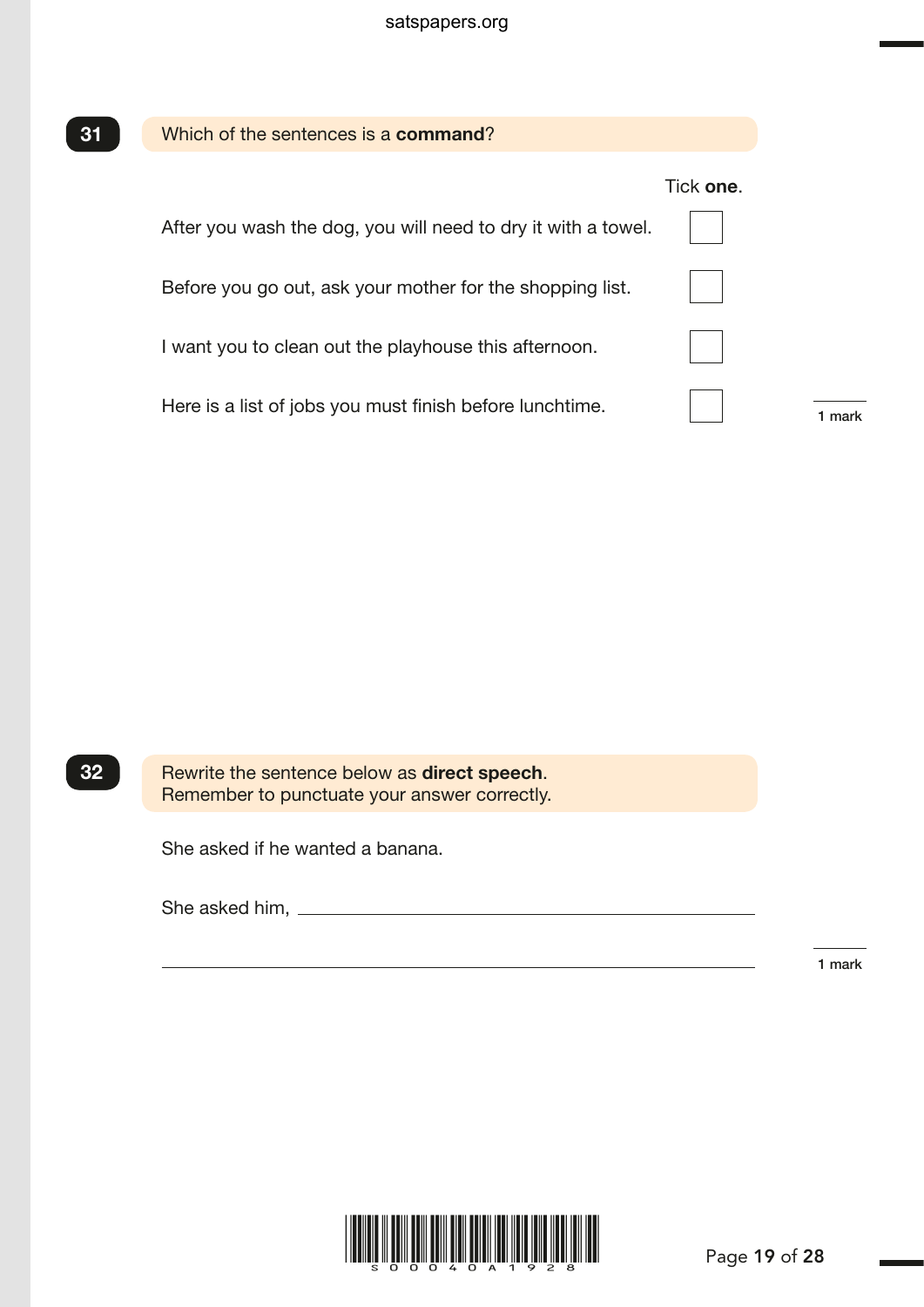**31** Which of the sentences is a **command**?

Tick **one**.

After you wash the dog, you will need to dry it with a towel. ☐

Before you go out, ask your mother for the shopping list. ☐

I want you to clean out the playhouse this afternoon. ☐

Here is a list of jobs you must finish before lunchtime. ☐

1 mark

**32** Rewrite the sentence below as **direct speech**.
Remember to punctuate your answer correctly.

She asked if he wanted a banana.

She asked him, ________________________________________

__________________________________________________

1 mark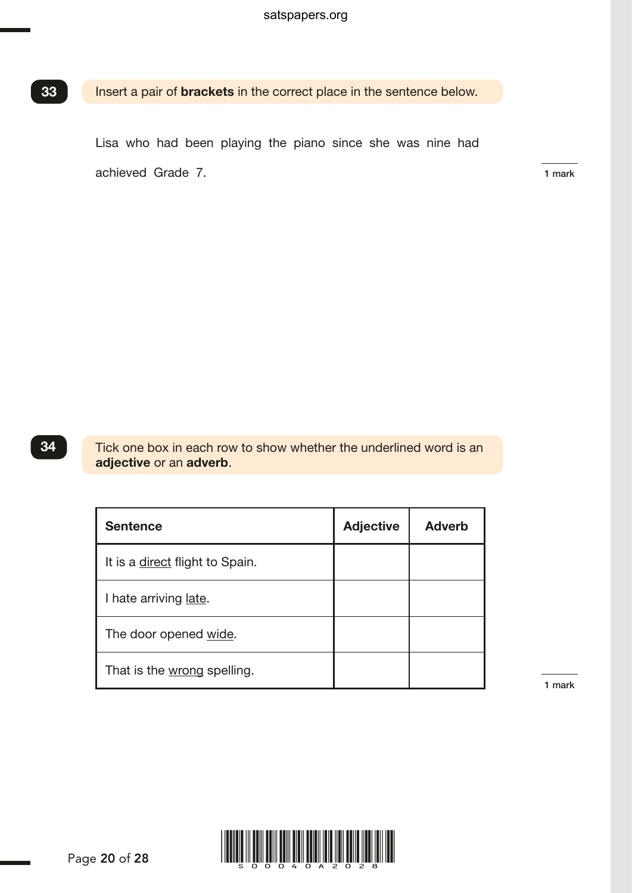**33** Insert a pair of **brackets** in the correct place in the sentence below.

Lisa who had been playing the piano since she was nine had achieved Grade 7.

1 mark

**34** Tick one box in each row to show whether the underlined word is an **adjective** or an **adverb**.

| Sentence | Adjective | Adverb |
|---|---|---|
| It is a <u>direct</u> flight to Spain. | | |
| I hate arriving <u>late</u>. | | |
| The door opened <u>wide</u>. | | |
| That is the <u>wrong</u> spelling. | | |

1 mark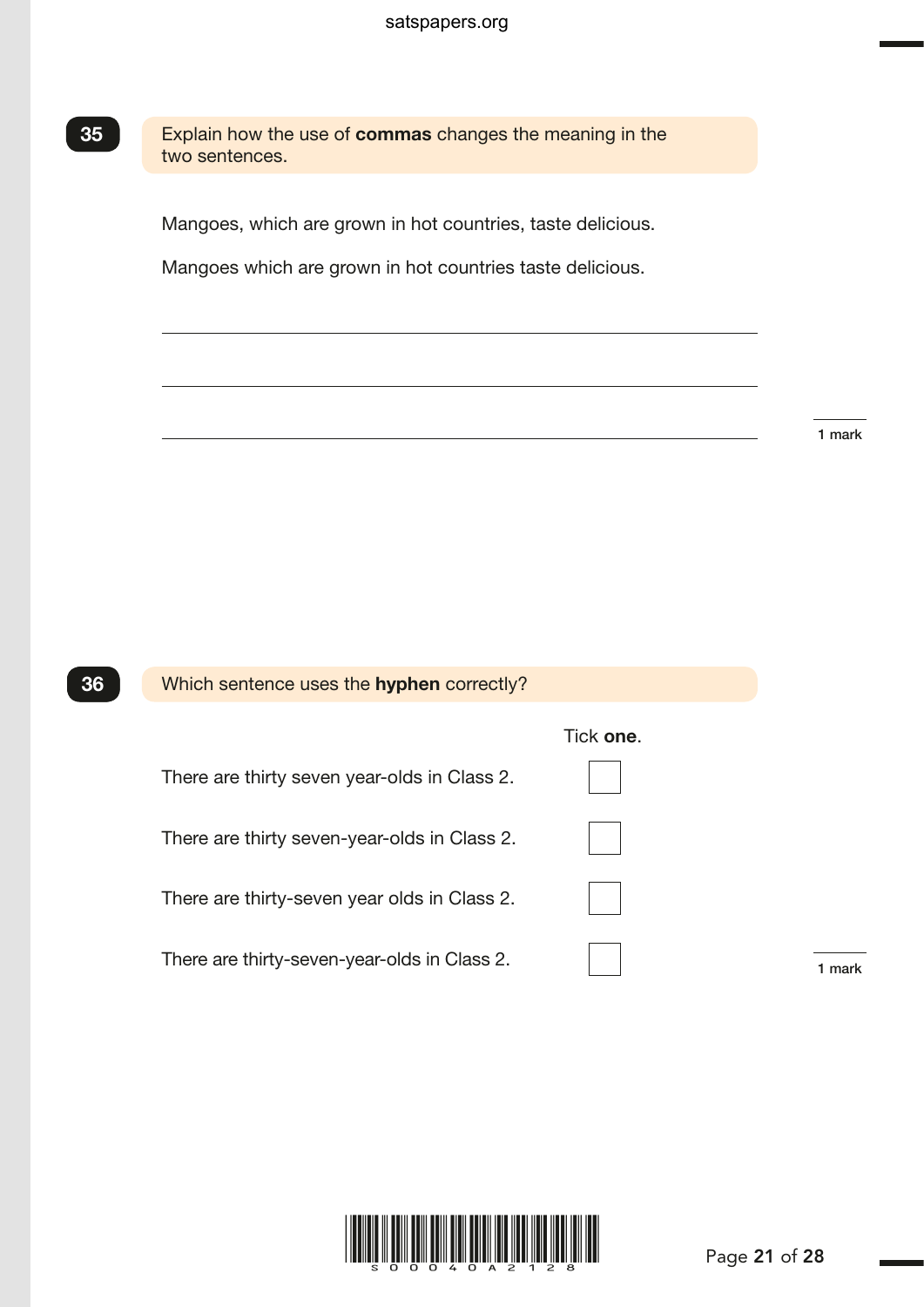**35** Explain how the use of **commas** changes the meaning in the two sentences.

Mangoes, which are grown in hot countries, taste delicious.

Mangoes which are grown in hot countries taste delicious.

\_\_\_\_\_\_\_\_\_\_\_\_\_\_\_\_\_\_\_\_\_\_\_\_\_\_\_\_\_\_\_\_\_\_\_\_\_\_\_\_\_\_\_\_\_\_\_\_\_\_\_\_

\_\_\_\_\_\_\_\_\_\_\_\_\_\_\_\_\_\_\_\_\_\_\_\_\_\_\_\_\_\_\_\_\_\_\_\_\_\_\_\_\_\_\_\_\_\_\_\_\_\_\_\_

\_\_\_\_\_\_\_\_\_\_\_\_\_\_\_\_\_\_\_\_\_\_\_\_\_\_\_\_\_\_\_\_\_\_\_\_\_\_\_\_\_\_\_\_\_\_\_\_\_\_\_\_

1 mark

**36** Which sentence uses the **hyphen** correctly?

| | Tick **one**. |
|---|---|
| There are thirty seven year-olds in Class 2. | ☐ |
| There are thirty seven-year-olds in Class 2. | ☐ |
| There are thirty-seven year olds in Class 2. | ☐ |
| There are thirty-seven-year-olds in Class 2. | ☐ |

1 mark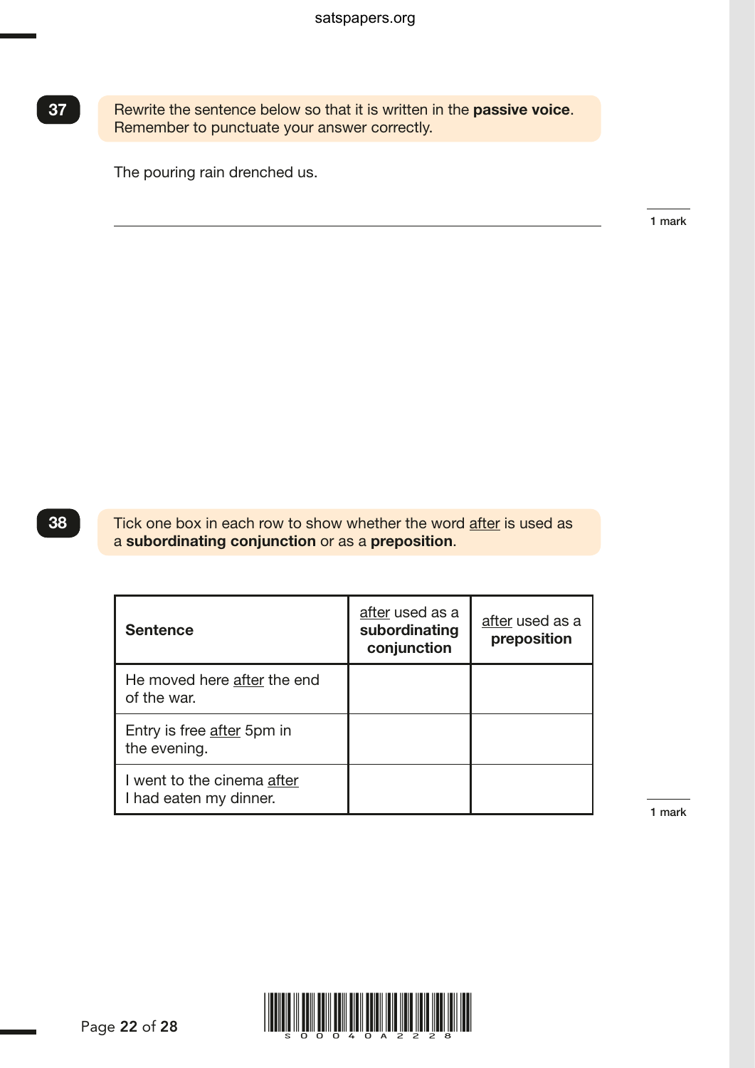**37**

Rewrite the sentence below so that it is written in the **passive voice**.
Remember to punctuate your answer correctly.

The pouring rain drenched us.

______________________________________________________________

1 mark

**38**

Tick one box in each row to show whether the word <u>after</u> is used as a **subordinating conjunction** or as a **preposition**.

| **Sentence** | <u>after</u> used as a **subordinating conjunction** | <u>after</u> used as a **preposition** |
|---|---|---|
| He moved here <u>after</u> the end of the war. | | |
| Entry is free <u>after</u> 5pm in the evening. | | |
| I went to the cinema <u>after</u> I had eaten my dinner. | | |

1 mark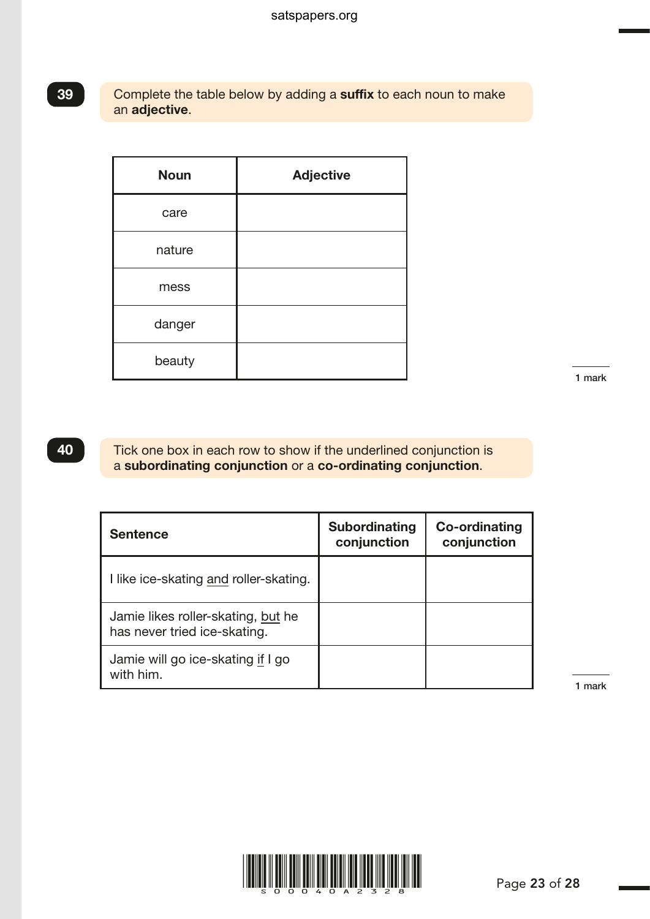**39** Complete the table below by adding a **suffix** to each noun to make an **adjective**.

| Noun | Adjective |
|---|---|
| care | |
| nature | |
| mess | |
| danger | |
| beauty | |

1 mark

**40** Tick one box in each row to show if the underlined conjunction is a **subordinating conjunction** or a **co-ordinating conjunction**.

| Sentence | Subordinating conjunction | Co-ordinating conjunction |
|---|---|---|
| I like ice-skating <u>and</u> roller-skating. | | |
| Jamie likes roller-skating, <u>but</u> he has never tried ice-skating. | | |
| Jamie will go ice-skating <u>if</u> I go with him. | | |

1 mark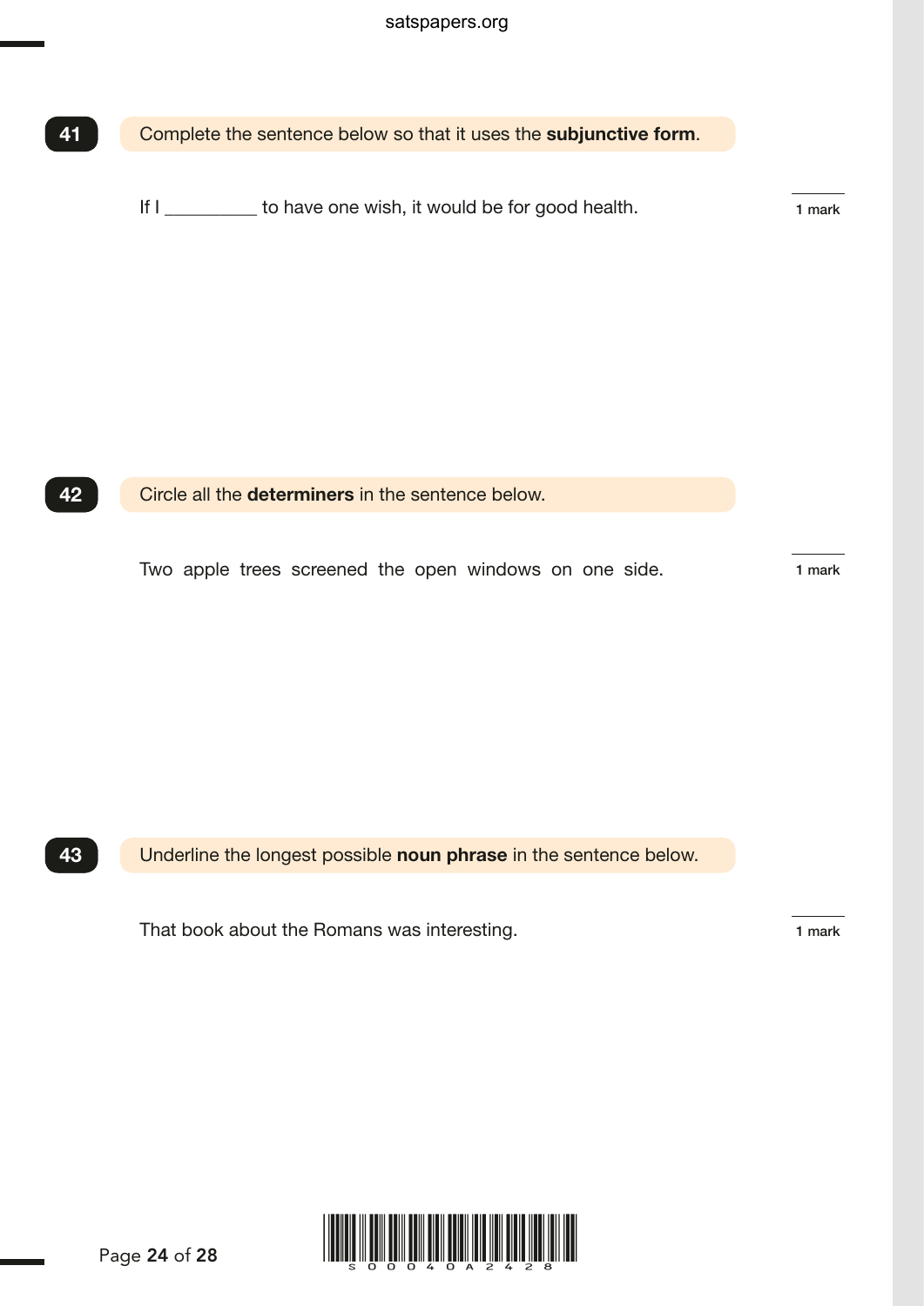**41** Complete the sentence below so that it uses the **subjunctive form**.

If I __________ to have one wish, it would be for good health.

1 mark

**42** Circle all the **determiners** in the sentence below.

Two apple trees screened the open windows on one side.

1 mark

**43** Underline the longest possible **noun phrase** in the sentence below.

That book about the Romans was interesting.

1 mark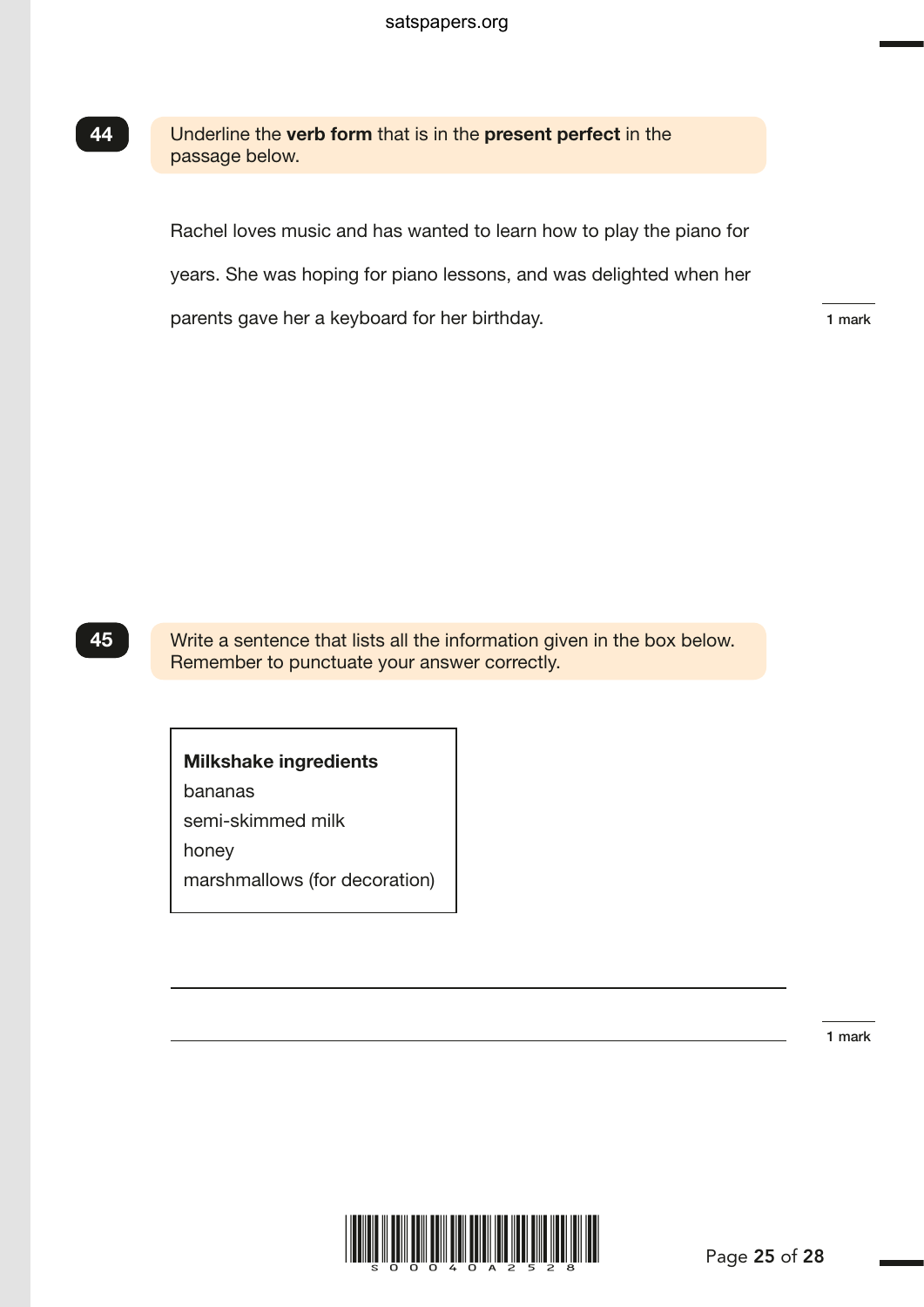**44** Underline the **verb form** that is in the **present perfect** in the passage below.

Rachel loves music and has wanted to learn how to play the piano for years. She was hoping for piano lessons, and was delighted when her parents gave her a keyboard for her birthday.

1 mark

**45** Write a sentence that lists all the information given in the box below. Remember to punctuate your answer correctly.

**Milkshake ingredients**
bananas
semi-skimmed milk
honey
marshmallows (for decoration)

______________________________________________________________

______________________________________________________________

1 mark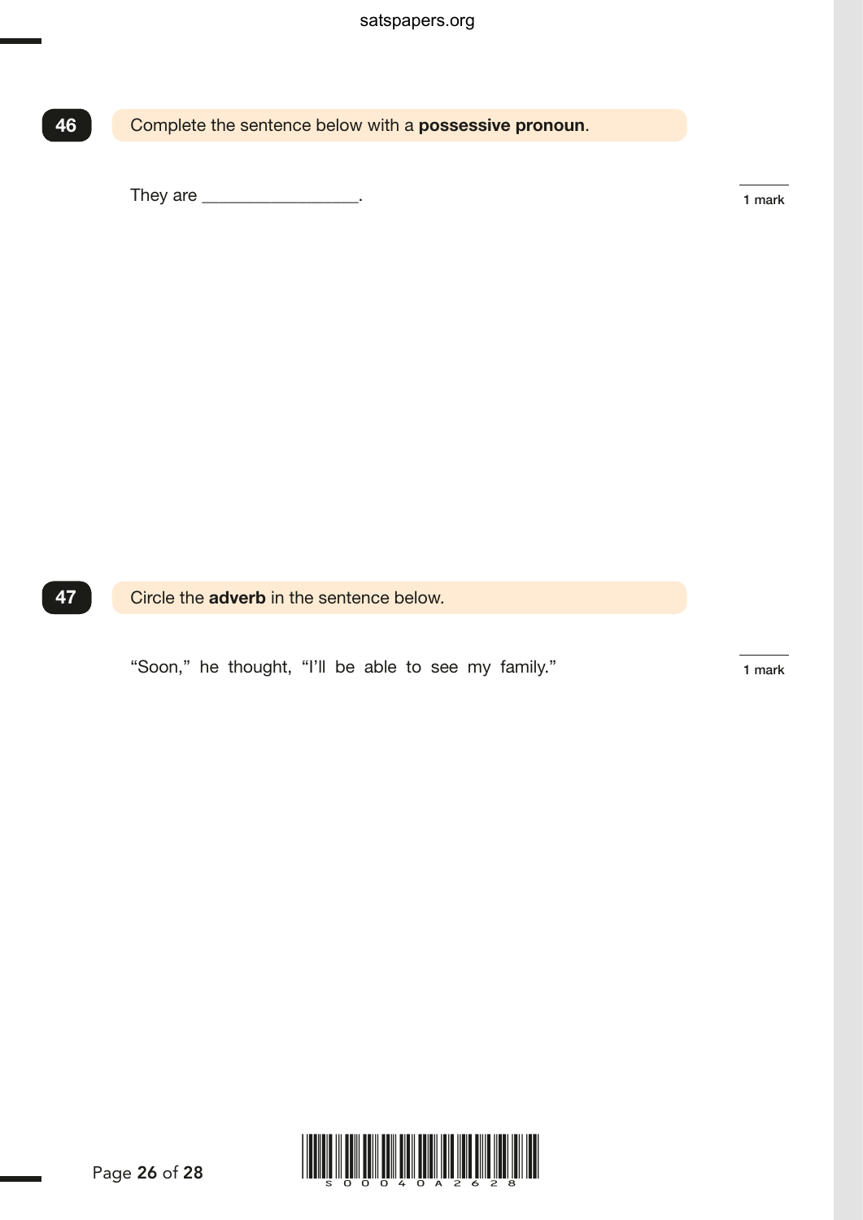**46** Complete the sentence below with a **possessive pronoun**.

They are \_\_\_\_\_\_\_\_\_\_\_\_\_\_\_\_\_\_.

1 mark

**47** Circle the **adverb** in the sentence below.

“Soon,” he thought, “I’ll be able to see my family.”

1 mark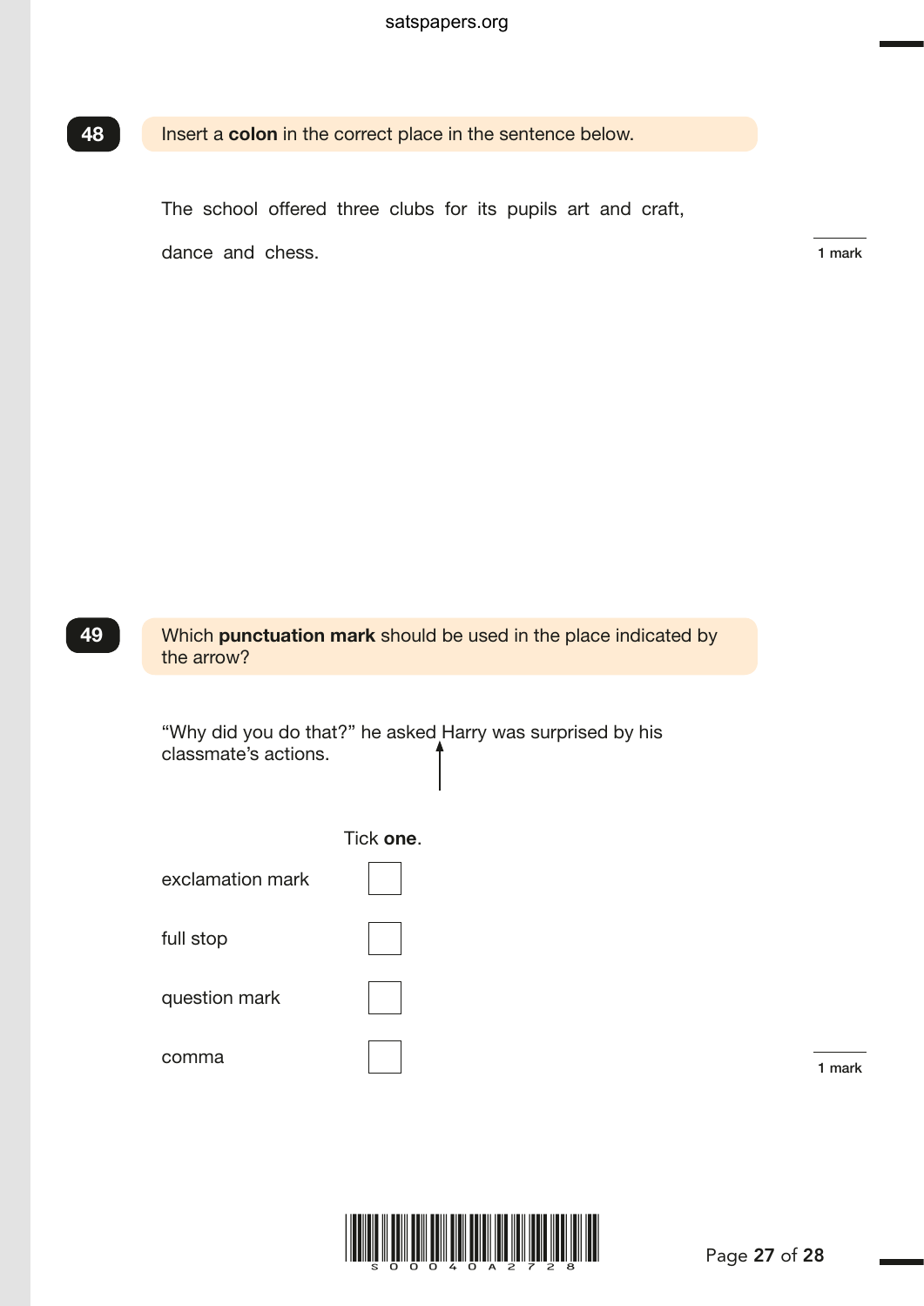**48** Insert a **colon** in the correct place in the sentence below.

The school offered three clubs for its pupils art and craft, dance and chess.

1 mark

**49** Which **punctuation mark** should be used in the place indicated by the arrow?

"Why did you do that?" he asked Harry was surprised by his classmate's actions.

Tick **one**.

| | |
|---|---|
| exclamation mark | ☐ |
| full stop | ☐ |
| question mark | ☐ |
| comma | ☐ |

1 mark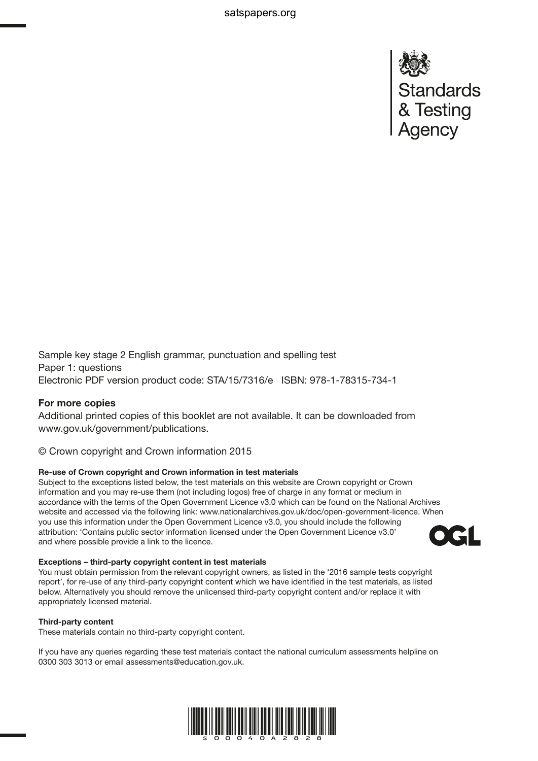Standards
& Testing
Agency

Sample key stage 2 English grammar, punctuation and spelling test
Paper 1: questions
Electronic PDF version product code: STA/15/7316/e ISBN: 978-1-78315-734-1

**For more copies**

Additional printed copies of this booklet are not available. It can be downloaded from www.gov.uk/government/publications.

© Crown copyright and Crown information 2015

**Re-use of Crown copyright and Crown information in test materials**

Subject to the exceptions listed below, the test materials on this website are Crown copyright or Crown information and you may re-use them (not including logos) free of charge in any format or medium in accordance with the terms of the Open Government Licence v3.0 which can be found on the National Archives website and accessed via the following link: www.nationalarchives.gov.uk/doc/open-government-licence. When you use this information under the Open Government Licence v3.0, you should include the following attribution: 'Contains public sector information licensed under the Open Government Licence v3.0' and where possible provide a link to the licence.

**Exceptions – third-party copyright content in test materials**

You must obtain permission from the relevant copyright owners, as listed in the '2016 sample tests copyright report', for re-use of any third-party copyright content which we have identified in the test materials, as listed below. Alternatively you should remove the unlicensed third-party copyright content and/or replace it with appropriately licensed material.

**Third-party content**

These materials contain no third-party copyright content.

If you have any queries regarding these test materials contact the national curriculum assessments helpline on 0300 303 3013 or email assessments@education.gov.uk.

S00040A2828